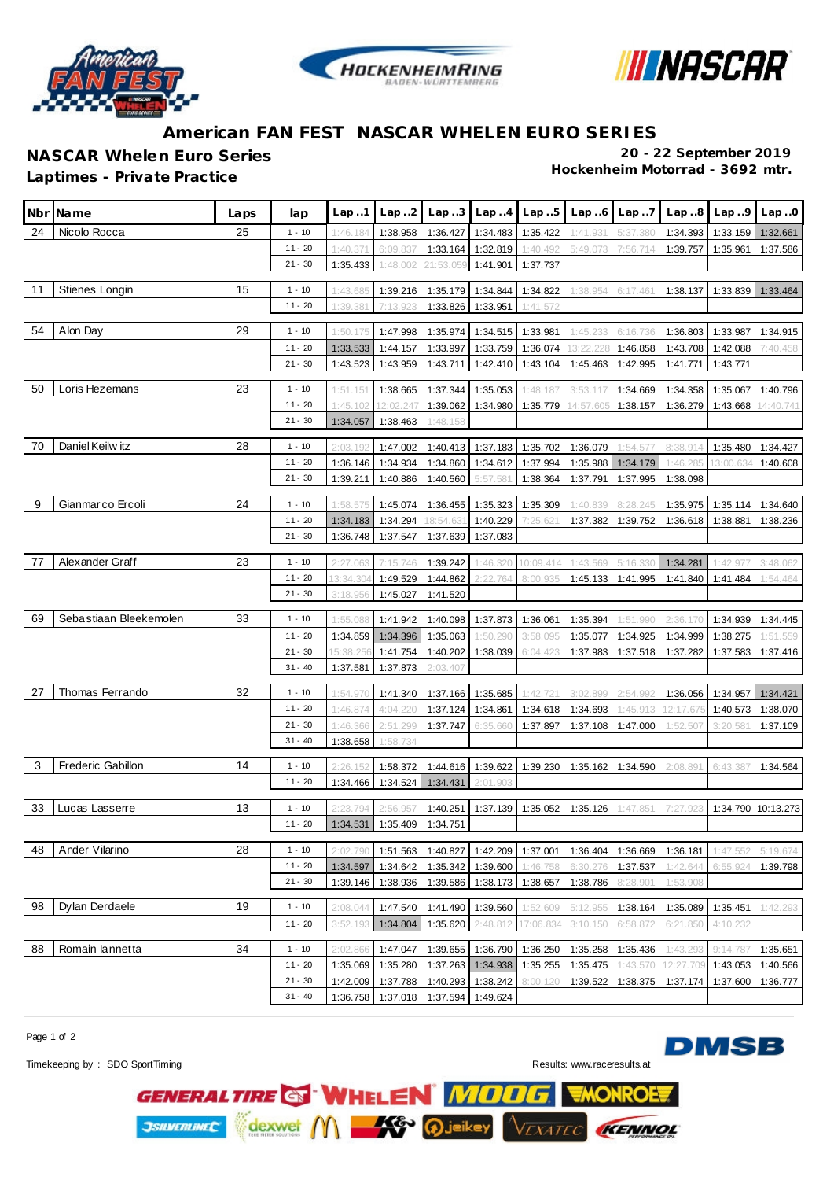# American FAN FEST NASCAR WHELEN EURO SERIES

**NASCAR Whelen Euro Series**

**20 - 22 September 2019**

**Laptimes - Private Practice**

**Hockenheim Motorrad - 3692 mtr.**

| Nbr | Name | Laps | lap | Lap ..1 | Lap ..2 | Lap ..3 | Lap ..4 | Lap ..5 | Lap ..6 | Lap ..7 | Lap ..8 | Lap ..9 | Lap ..0 |
|---|---|---|---|---|---|---|---|---|---|---|---|---|---|
| 24 | Nicolo Rocca | 25 | 1 - 10 | 1:46.184 | 1:38.958 | 1:36.427 | 1:34.483 | 1:35.422 | 1:41.931 | 5:37.380 | 1:34.393 | 1:33.159 | 1:32.661 |
| | | | 11 - 20 | 1:40.371 | 6:09.837 | 1:33.164 | 1:32.819 | 1:40.492 | 5:49.073 | 7:56.714 | 1:39.757 | 1:35.961 | 1:37.586 |
| | | | 21 - 30 | 1:35.433 | 1:48.002 | 21:53.059 | 1:41.901 | 1:37.737 | | | | | |
| 11 | Stienes Longin | 15 | 1 - 10 | 1:43.685 | 1:39.216 | 1:35.179 | 1:34.844 | 1:34.822 | 1:38.954 | 6:17.461 | 1:38.137 | 1:33.839 | 1:33.464 |
| | | | 11 - 20 | 1:39.381 | 7:13.923 | 1:33.826 | 1:33.951 | 1:41.572 | | | | | |
| 54 | Alon Day | 29 | 1 - 10 | 1:50.175 | 1:47.998 | 1:35.974 | 1:34.515 | 1:33.981 | 1:45.233 | 6:16.736 | 1:36.803 | 1:33.987 | 1:34.915 |
| | | | 11 - 20 | 1:33.533 | 1:44.157 | 1:33.997 | 1:33.759 | 1:36.074 | 13:22.228 | 1:46.858 | 1:43.708 | 1:42.088 | 7:40.458 |
| | | | 21 - 30 | 1:43.523 | 1:43.959 | 1:43.711 | 1:42.410 | 1:43.104 | 1:45.463 | 1:42.995 | 1:41.771 | 1:43.771 | |
| 50 | Loris Hezemans | 23 | 1 - 10 | 1:51.151 | 1:38.665 | 1:37.344 | 1:35.053 | 1:48.187 | 3:53.117 | 1:34.669 | 1:34.358 | 1:35.067 | 1:40.796 |
| | | | 11 - 20 | 1:45.102 | 12:02.247 | 1:39.062 | 1:34.980 | 1:35.779 | 14:57.605 | 1:38.157 | 1:36.279 | 1:43.668 | 14:40.741 |
| | | | 21 - 30 | 1:34.057 | 1:38.463 | 1:48.158 | | | | | | | |
| 70 | Daniel Keilwitz | 28 | 1 - 10 | 2:03.192 | 1:47.002 | 1:40.413 | 1:37.183 | 1:35.702 | 1:36.079 | 1:54.577 | 8:38.914 | 1:35.480 | 1:34.427 |
| | | | 11 - 20 | 1:36.146 | 1:34.934 | 1:34.860 | 1:34.612 | 1:37.994 | 1:35.988 | 1:34.179 | 1:46.285 | 13:00.634 | 1:40.608 |
| | | | 21 - 30 | 1:39.211 | 1:40.886 | 1:40.560 | 5:57.581 | 1:38.364 | 1:37.791 | 1:37.995 | 1:38.098 | | |
| 9 | Gianmarco Ercoli | 24 | 1 - 10 | 1:58.575 | 1:45.074 | 1:36.455 | 1:35.323 | 1:35.309 | 1:40.839 | 8:28.245 | 1:35.975 | 1:35.114 | 1:34.640 |
| | | | 11 - 20 | 1:34.183 | 1:34.294 | 18:54.631 | 1:40.229 | 7:25.621 | 1:37.382 | 1:39.752 | 1:36.618 | 1:38.881 | 1:38.236 |
| | | | 21 - 30 | 1:36.748 | 1:37.547 | 1:37.639 | 1:37.083 | | | | | | |
| 77 | Alexander Graff | 23 | 1 - 10 | 2:27.063 | 7:15.746 | 1:39.242 | 1:46.320 | 10:09.414 | 1:43.569 | 5:16.330 | 1:34.281 | 1:42.977 | 3:48.062 |
| | | | 11 - 20 | 13:34.304 | 1:49.529 | 1:44.862 | 2:22.764 | 8:00.935 | 1:45.133 | 1:41.995 | 1:41.840 | 1:41.484 | 1:54.464 |
| | | | 21 - 30 | 3:18.956 | 1:45.027 | 1:41.520 | | | | | | | |
| 69 | Sebastiaan Bleekemolen | 33 | 1 - 10 | 1:55.088 | 1:41.942 | 1:40.098 | 1:37.873 | 1:36.061 | 1:35.394 | 1:51.990 | 2:36.170 | 1:34.939 | 1:34.445 |
| | | | 11 - 20 | 1:34.859 | 1:34.396 | 1:35.063 | 1:50.290 | 3:58.095 | 1:35.077 | 1:34.925 | 1:34.999 | 1:38.275 | 1:51.559 |
| | | | 21 - 30 | 15:38.256 | 1:41.754 | 1:40.202 | 1:38.039 | 6:04.423 | 1:37.983 | 1:37.518 | 1:37.282 | 1:37.583 | 1:37.416 |
| | | | 31 - 40 | 1:37.581 | 1:37.873 | 2:03.407 | | | | | | | |
| 27 | Thomas Ferrando | 32 | 1 - 10 | 1:54.970 | 1:41.340 | 1:37.166 | 1:35.685 | 1:42.721 | 3:02.899 | 2:54.992 | 1:36.056 | 1:34.957 | 1:34.421 |
| | | | 11 - 20 | 1:46.874 | 4:04.220 | 1:37.124 | 1:34.861 | 1:34.618 | 1:34.693 | 1:45.913 | 12:17.675 | 1:40.573 | 1:38.070 |
| | | | 21 - 30 | 1:46.366 | 2:51.299 | 1:37.747 | 6:35.660 | 1:37.897 | 1:37.108 | 1:47.000 | 1:52.507 | 3:20.581 | 1:37.109 |
| | | | 31 - 40 | 1:38.658 | 1:58.734 | | | | | | | | |
| 3 | Frederic Gabillon | 14 | 1 - 10 | 2:26.152 | 1:58.372 | 1:44.616 | 1:39.622 | 1:39.230 | 1:35.162 | 1:34.590 | 2:08.891 | 6:43.387 | 1:34.564 |
| | | | 11 - 20 | 1:34.466 | 1:34.524 | 1:34.431 | 2:01.903 | | | | | | |
| 33 | Lucas Lasserre | 13 | 1 - 10 | 2:23.794 | 2:56.957 | 1:40.251 | 1:37.139 | 1:35.052 | 1:35.126 | 1:47.851 | 7:27.923 | 1:34.790 | 10:13.273 |
| | | | 11 - 20 | 1:34.531 | 1:35.409 | 1:34.751 | | | | | | | |
| 48 | Ander Vilarino | 28 | 1 - 10 | 2:02.790 | 1:51.563 | 1:40.827 | 1:42.209 | 1:37.001 | 1:36.404 | 1:36.669 | 1:36.181 | 1:47.552 | 5:19.674 |
| | | | 11 - 20 | 1:34.597 | 1:34.642 | 1:35.342 | 1:39.600 | 1:46.758 | 6:30.276 | 1:37.537 | 1:42.644 | 6:55.924 | 1:39.798 |
| | | | 21 - 30 | 1:39.146 | 1:38.936 | 1:39.586 | 1:38.173 | 1:38.657 | 1:38.786 | 8:28.901 | 1:53.908 | | |
| 98 | Dylan Derdaele | 19 | 1 - 10 | 2:08.044 | 1:47.540 | 1:41.490 | 1:39.560 | 1:52.609 | 5:12.955 | 1:38.164 | 1:35.089 | 1:35.451 | 1:42.293 |
| | | | 11 - 20 | 3:52.193 | 1:34.804 | 1:35.620 | 2:48.812 | 17:06.834 | 3:10.150 | 6:58.872 | 6:21.850 | 4:10.232 | |
| 88 | Romain Iannetta | 34 | 1 - 10 | 2:02.866 | 1:47.047 | 1:39.655 | 1:36.790 | 1:36.250 | 1:35.258 | 1:35.436 | 1:43.293 | 9:14.787 | 1:35.651 |
| | | | 11 - 20 | 1:35.069 | 1:35.280 | 1:37.263 | 1:34.938 | 1:35.255 | 1:35.475 | 1:43.570 | 12:27.709 | 1:43.053 | 1:40.566 |
| | | | 21 - 30 | 1:42.009 | 1:37.788 | 1:40.293 | 1:38.242 | 8:00.120 | 1:39.522 | 1:38.375 | 1:37.174 | 1:37.600 | 1:36.777 |
| | | | 31 - 40 | 1:36.758 | 1:37.018 | 1:37.594 | 1:49.624 | | | | | | |

Timekeeping by : SDO SportTiming

Results: www.raceresults.at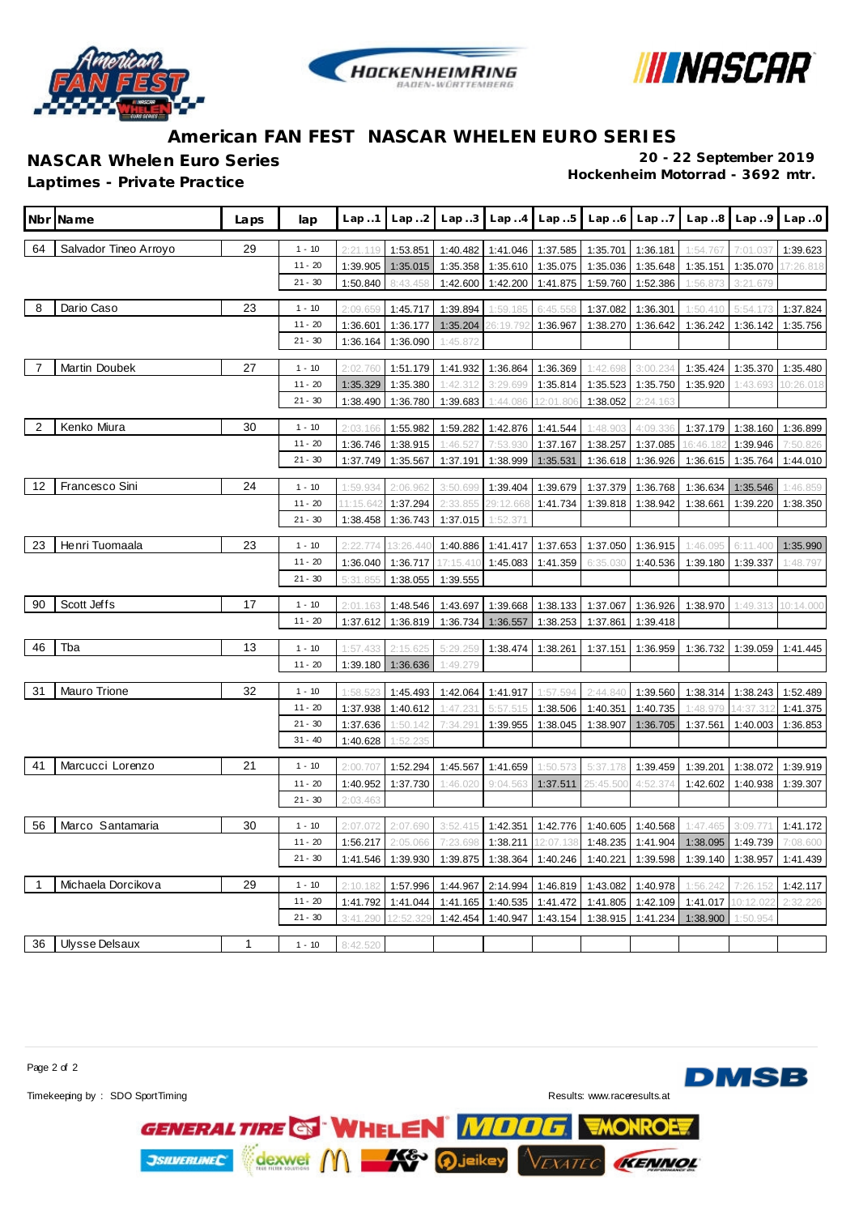# American FAN FEST NASCAR WHELEN EURO SERIES

**NASCAR Whelen Euro Series**

**Laptimes - Private Practice**

**20 - 22 September 2019**

**Hockenheim Motorrad - 3692 mtr.**

| Nbr | Name | Laps | lap | Lap..1 | Lap..2 | Lap..3 | Lap..4 | Lap..5 | Lap..6 | Lap..7 | Lap..8 | Lap..9 | Lap..0 |
|---|---|---|---|---|---|---|---|---|---|---|---|---|---|
| 64 | Salvador Tineo Arroyo | 29 | 1 - 10 | 2:21.119 | 1:53.851 | 1:40.482 | 1:41.046 | 1:37.585 | 1:35.701 | 1:36.181 | 1:54.767 | 7:01.037 | 1:39.623 |
| | | | 11 - 20 | 1:39.905 | 1:35.015 | 1:35.358 | 1:35.610 | 1:35.075 | 1:35.036 | 1:35.648 | 1:35.151 | 1:35.070 | 17:26.818 |
| | | | 21 - 30 | 1:50.840 | 8:43.458 | 1:42.600 | 1:42.200 | 1:41.875 | 1:59.760 | 1:52.386 | 1:56.873 | 3:21.679 | |
| 8 | Dario Caso | 23 | 1 - 10 | 2:09.659 | 1:45.717 | 1:39.894 | 1:59.185 | 6:45.558 | 1:37.082 | 1:36.301 | 1:50.410 | 5:54.173 | 1:37.824 |
| | | | 11 - 20 | 1:36.601 | 1:36.177 | 1:35.204 | 26:19.792 | 1:36.967 | 1:38.270 | 1:36.642 | 1:36.242 | 1:36.142 | 1:35.756 |
| | | | 21 - 30 | 1:36.164 | 1:36.090 | 1:45.872 | | | | | | | |
| 7 | Martin Doubek | 27 | 1 - 10 | 2:02.760 | 1:51.179 | 1:41.932 | 1:36.864 | 1:36.369 | 1:42.698 | 3:00.234 | 1:35.424 | 1:35.370 | 1:35.480 |
| | | | 11 - 20 | 1:35.329 | 1:35.380 | 1:42.312 | 3:29.699 | 1:35.814 | 1:35.523 | 1:35.750 | 1:35.920 | 1:43.693 | 10:26.018 |
| | | | 21 - 30 | 1:38.490 | 1:36.780 | 1:39.683 | 1:44.086 | 12:01.806 | 1:38.052 | 2:24.163 | | | |
| 2 | Kenko Miura | 30 | 1 - 10 | 2:03.166 | 1:55.982 | 1:59.282 | 1:42.876 | 1:41.544 | 1:48.903 | 4:09.336 | 1:37.179 | 1:38.160 | 1:36.899 |
| | | | 11 - 20 | 1:36.746 | 1:38.915 | 1:46.527 | 7:53.930 | 1:37.167 | 1:38.257 | 1:37.085 | 16:46.182 | 1:39.946 | 7:50.826 |
| | | | 21 - 30 | 1:37.749 | 1:35.567 | 1:37.191 | 1:38.999 | 1:35.531 | 1:36.618 | 1:36.926 | 1:36.615 | 1:35.764 | 1:44.010 |
| 12 | Francesco Sini | 24 | 1 - 10 | 1:59.934 | 2:06.962 | 3:50.699 | 1:39.404 | 1:39.679 | 1:37.379 | 1:36.768 | 1:36.634 | 1:35.546 | 1:46.859 |
| | | | 11 - 20 | 11:15.642 | 1:37.294 | 2:33.855 | 29:12.668 | 1:41.734 | 1:39.818 | 1:38.942 | 1:38.661 | 1:39.220 | 1:38.350 |
| | | | 21 - 30 | 1:38.458 | 1:36.743 | 1:37.015 | 1:52.371 | | | | | | |
| 23 | Henri Tuomaala | 23 | 1 - 10 | 2:22.774 | 13:26.440 | 1:40.886 | 1:41.417 | 1:37.653 | 1:37.050 | 1:36.915 | 1:46.095 | 6:11.400 | 1:35.990 |
| | | | 11 - 20 | 1:36.040 | 1:36.717 | 17:15.410 | 1:45.083 | 1:41.359 | 6:35.030 | 1:40.536 | 1:39.180 | 1:39.337 | 1:48.797 |
| | | | 21 - 30 | 5:31.855 | 1:38.055 | 1:39.555 | | | | | | | |
| 90 | Scott Jeffs | 17 | 1 - 10 | 2:01.163 | 1:48.546 | 1:43.697 | 1:39.668 | 1:38.133 | 1:37.067 | 1:36.926 | 1:38.970 | 1:49.313 | 10:14.000 |
| | | | 11 - 20 | 1:37.612 | 1:36.819 | 1:36.734 | 1:36.557 | 1:38.253 | 1:37.861 | 1:39.418 | | | |
| 46 | Tba | 13 | 1 - 10 | 1:57.433 | 2:15.625 | 5:29.259 | 1:38.474 | 1:38.261 | 1:37.151 | 1:36.959 | 1:36.732 | 1:39.059 | 1:41.445 |
| | | | 11 - 20 | 1:39.180 | 1:36.636 | 1:49.279 | | | | | | | |
| 31 | Mauro Trione | 32 | 1 - 10 | 1:58.523 | 1:45.493 | 1:42.064 | 1:41.917 | 1:57.594 | 2:44.840 | 1:39.560 | 1:38.314 | 1:38.243 | 1:52.489 |
| | | | 11 - 20 | 1:37.938 | 1:40.612 | 1:47.231 | 5:57.515 | 1:38.506 | 1:40.351 | 1:40.735 | 1:48.979 | 14:37.312 | 1:41.375 |
| | | | 21 - 30 | 1:37.636 | 1:50.142 | 7:34.291 | 1:39.955 | 1:38.045 | 1:38.907 | 1:36.705 | 1:37.561 | 1:40.003 | 1:36.853 |
| | | | 31 - 40 | 1:40.628 | 1:52.235 | | | | | | | | |
| 41 | Marcucci Lorenzo | 21 | 1 - 10 | 2:00.707 | 1:52.294 | 1:45.567 | 1:41.659 | 1:50.573 | 5:37.178 | 1:39.459 | 1:39.201 | 1:38.072 | 1:39.919 |
| | | | 11 - 20 | 1:40.952 | 1:37.730 | 1:46.020 | 9:04.563 | 1:37.511 | 25:45.500 | 4:52.374 | 1:42.602 | 1:40.938 | 1:39.307 |
| | | | 21 - 30 | 2:03.463 | | | | | | | | | |
| 56 | Marco Santamaria | 30 | 1 - 10 | 2:07.072 | 2:07.690 | 3:52.415 | 1:42.351 | 1:42.776 | 1:40.605 | 1:40.568 | 1:47.465 | 3:09.771 | 1:41.172 |
| | | | 11 - 20 | 1:56.217 | 2:05.066 | 7:23.698 | 1:38.211 | 12:07.138 | 1:48.235 | 1:41.904 | 1:38.095 | 1:49.739 | 7:08.600 |
| | | | 21 - 30 | 1:41.546 | 1:39.930 | 1:39.875 | 1:38.364 | 1:40.246 | 1:40.221 | 1:39.598 | 1:39.140 | 1:38.957 | 1:41.439 |
| 1 | Michaela Dorcikova | 29 | 1 - 10 | 2:10.182 | 1:57.996 | 1:44.967 | 2:14.994 | 1:46.819 | 1:43.082 | 1:40.978 | 1:56.242 | 7:26.152 | 1:42.117 |
| | | | 11 - 20 | 1:41.792 | 1:41.044 | 1:41.165 | 1:40.535 | 1:41.472 | 1:41.805 | 1:42.109 | 1:41.017 | 10:12.022 | 2:32.226 |
| | | | 21 - 30 | 3:41.290 | 12:52.329 | 1:42.454 | 1:40.947 | 1:43.154 | 1:38.915 | 1:41.234 | 1:38.900 | 1:50.954 | |
| 36 | Ulysse Delsaux | 1 | 1 - 10 | 8:42.520 | | | | | | | | | |

Timekeeping by : SDO SportTiming

Results: www.raceresults.at